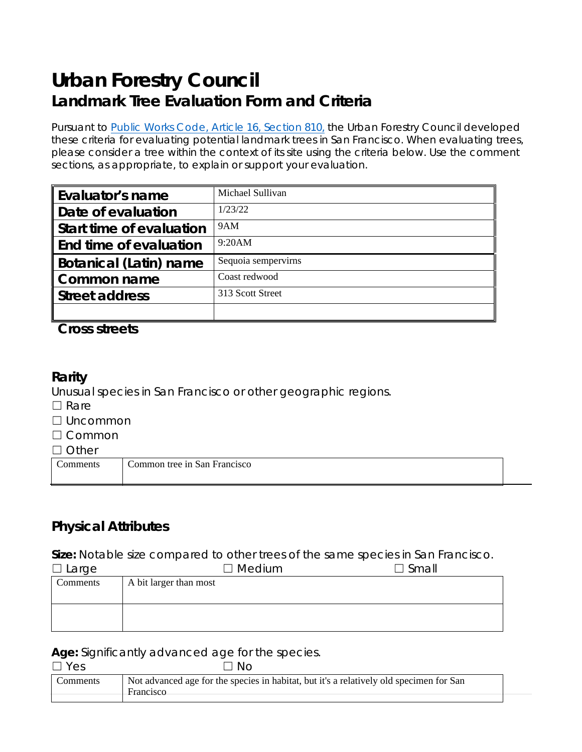# Urban Forestry Council

## Landmark Tree Evaluation Form and Criteria

Pursuant to Public Works Code, Article 16, Section 810, the Urban Forestry Council developed these criteria for evaluating potential landmark trees in San Francisco. When evaluating trees, please consider a tree within the context of its site using the criteria below. Use the comment sections, as appropriate, to explain or support your evaluation.

| | |
|---|---|
| **Evaluator's name** | Michael Sullivan |
| **Date of evaluation** | 1/23/22 |
| **Start time of evaluation** | 9AM |
| **End time of evaluation** | 9:20AM |
| **Botanical (Latin) name** | Sequoia sempervirns |
| **Common name** | Coast redwood |
| **Street address** | 313 Scott Street |
| | |

**Cross streets**

### Rarity

Unusual species in San Francisco or other geographic regions.

☐ Rare

☐ Uncommon

☐ Common

☐ Other

| Comments | Common tree in San Francisco |
|---|---|

### Physical Attributes

**Size:** Notable size compared to other trees of the same species in San Francisco.

☐ Large ☐ Medium ☐ Small

| Comments | A bit larger than most |
|---|---|
| | |

**Age:** Significantly advanced age for the species.

☐ Yes ☐ No

| Comments | Not advanced age for the species in habitat, but it's a relatively old specimen for San Francisco |
|---|---|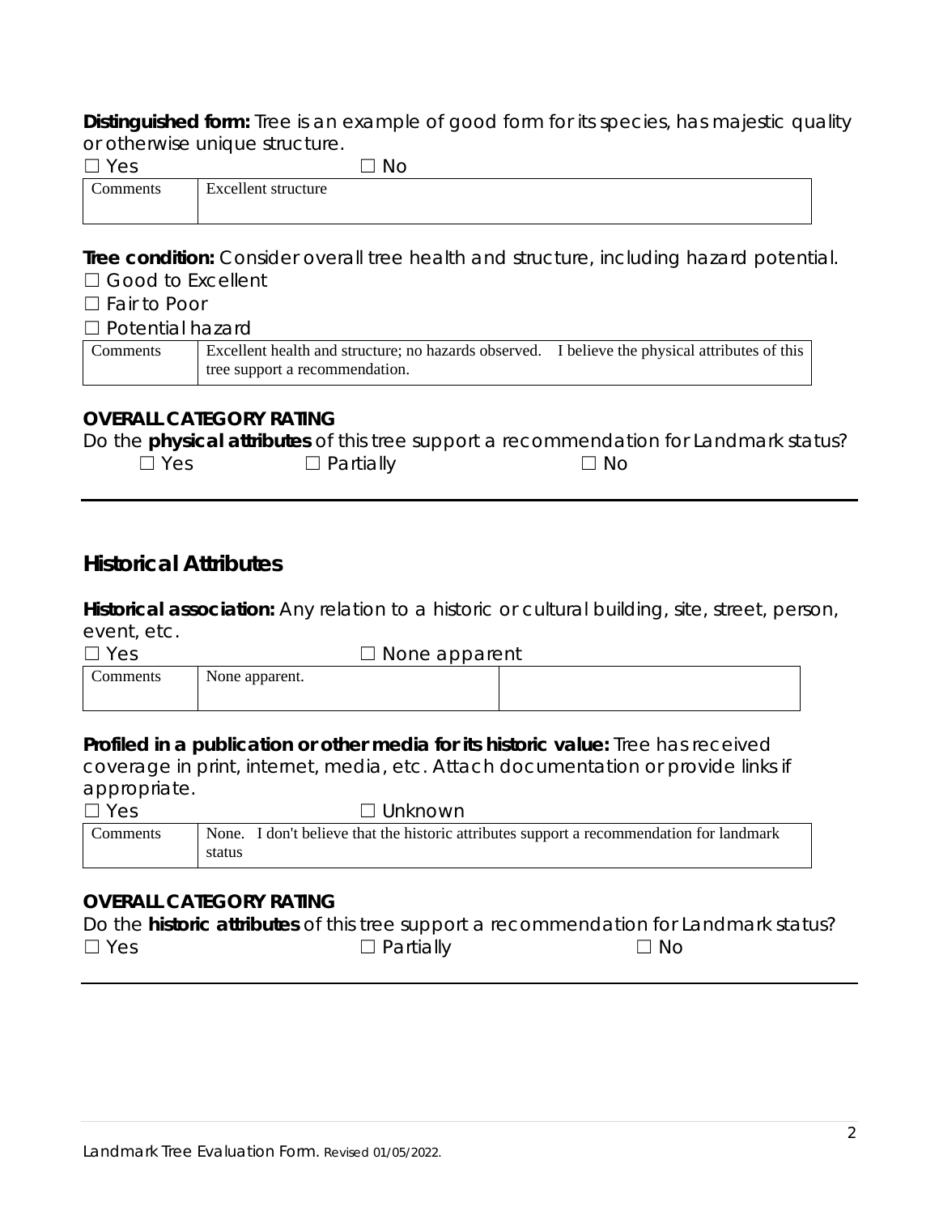**Distinguished form:** Tree is an example of good form for its species, has majestic quality or otherwise unique structure.

☐ Yes ☐ No

| Comments | Excellent structure |
|---|---|

**Tree condition:** Consider overall tree health and structure, including hazard potential.

☐ Good to Excellent

☐ Fair to Poor

☐ Potential hazard

| Comments | Excellent health and structure; no hazards observed. I believe the physical attributes of this tree support a recommendation. |
|---|---|

**OVERALL CATEGORY RATING**

Do the **physical attributes** of this tree support a recommendation for Landmark status?

☐ Yes ☐ Partially ☐ No

---

## Historical Attributes

**Historical association:** Any relation to a historic or cultural building, site, street, person, event, etc.

☐ Yes ☐ None apparent

| Comments | None apparent. | |
|---|---|---|

**Profiled in a publication or other media for its historic value:** Tree has received coverage in print, internet, media, etc. Attach documentation or provide links if appropriate.

☐ Yes ☐ Unknown

| Comments | None. I don't believe that the historic attributes support a recommendation for landmark status |
|---|---|

**OVERALL CATEGORY RATING**

Do the **historic attributes** of this tree support a recommendation for Landmark status?

☐ Yes ☐ Partially ☐ No

---

Landmark Tree Evaluation Form. Revised 01/05/2022.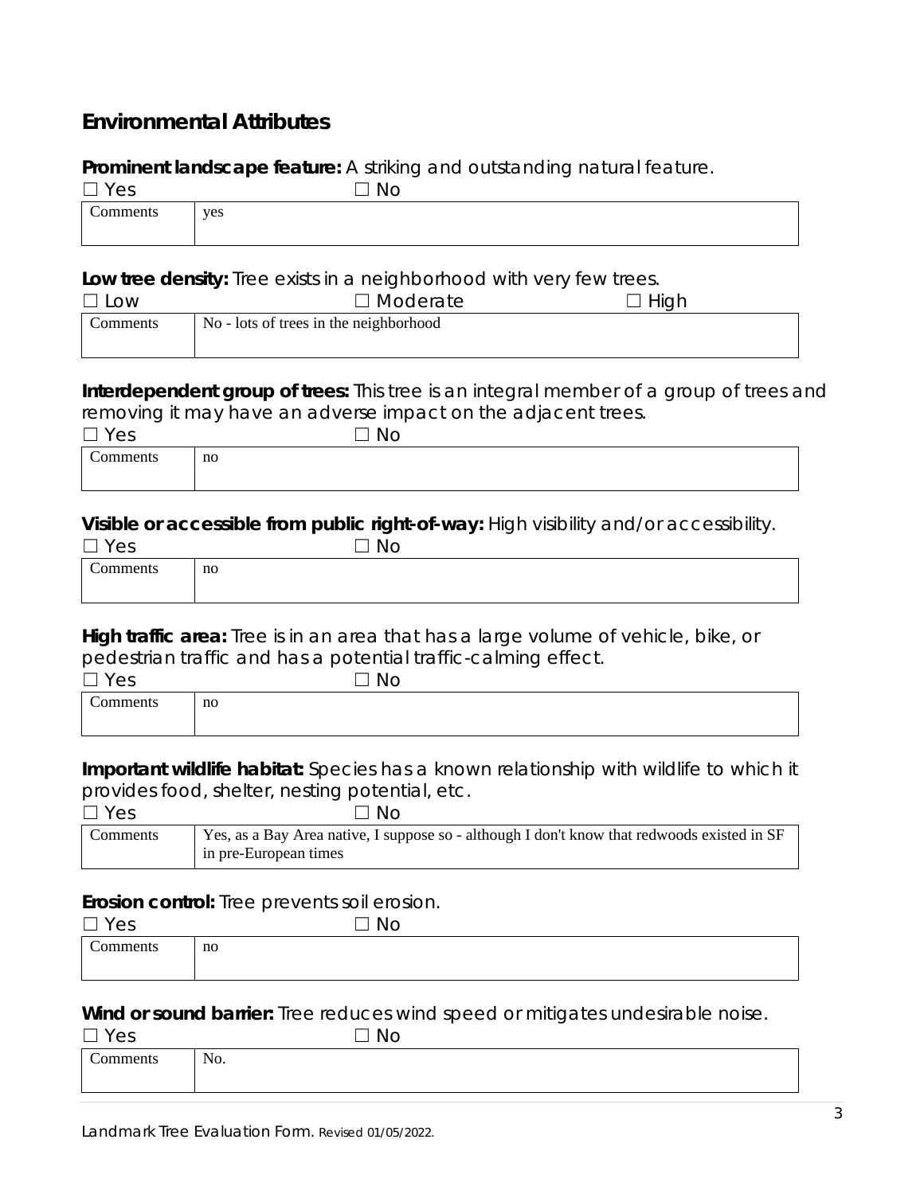## Environmental Attributes

**Prominent landscape feature:** A striking and outstanding natural feature.

☐ Yes ☐ No

| Comments | yes |
|---|---|

**Low tree density:** Tree exists in a neighborhood with very few trees.

☐ Low ☐ Moderate ☐ High

| Comments | No - lots of trees in the neighborhood |
|---|---|

**Interdependent group of trees:** This tree is an integral member of a group of trees and removing it may have an adverse impact on the adjacent trees.

☐ Yes ☐ No

| Comments | no |
|---|---|

**Visible or accessible from public right-of-way:** High visibility and/or accessibility.

☐ Yes ☐ No

| Comments | no |
|---|---|

**High traffic area:** Tree is in an area that has a large volume of vehicle, bike, or pedestrian traffic and has a potential traffic-calming effect.

☐ Yes ☐ No

| Comments | no |
|---|---|

**Important wildlife habitat:** Species has a known relationship with wildlife to which it provides food, shelter, nesting potential, etc.

☐ Yes ☐ No

| Comments | Yes, as a Bay Area native, I suppose so - although I don't know that redwoods existed in SF in pre-European times |
|---|---|

**Erosion control:** Tree prevents soil erosion.

☐ Yes ☐ No

| Comments | no |
|---|---|

**Wind or sound barrier:** Tree reduces wind speed or mitigates undesirable noise.

☐ Yes ☐ No

| Comments | No. |
|---|---|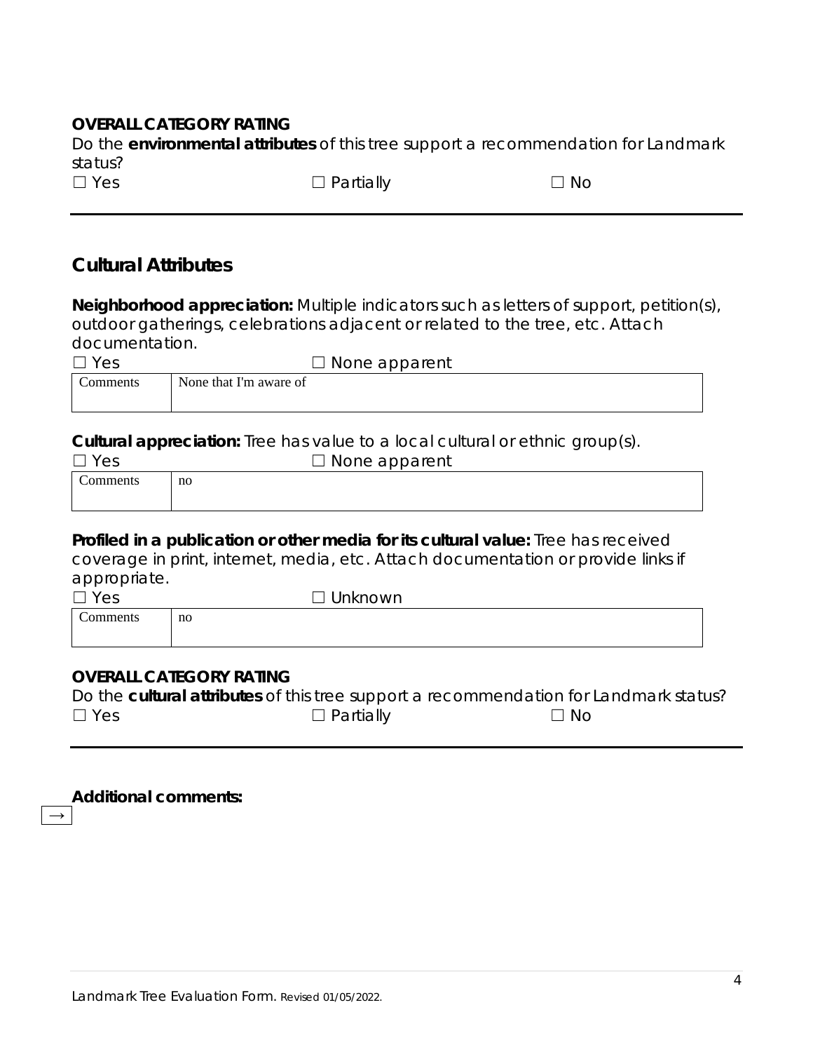**OVERALL CATEGORY RATING**

Do the **environmental attributes** of this tree support a recommendation for Landmark status?

☐ Yes ☐ Partially ☐ No

---

## Cultural Attributes

**Neighborhood appreciation:** Multiple indicators such as letters of support, petition(s), outdoor gatherings, celebrations adjacent or related to the tree, etc. Attach documentation.

☐ Yes ☐ None apparent

| | |
|---|---|
| Comments | None that I'm aware of |

**Cultural appreciation:** Tree has value to a local cultural or ethnic group(s).

☐ Yes ☐ None apparent

| | |
|---|---|
| Comments | no |

**Profiled in a publication or other media for its cultural value:** Tree has received coverage in print, internet, media, etc. Attach documentation or provide links if appropriate.

☐ Yes ☐ Unknown

| | |
|---|---|
| Comments | no |

**OVERALL CATEGORY RATING**

Do the **cultural attributes** of this tree support a recommendation for Landmark status?

☐ Yes ☐ Partially ☐ No

---

**Additional comments:**

→

Landmark Tree Evaluation Form. Revised 01/05/2022.